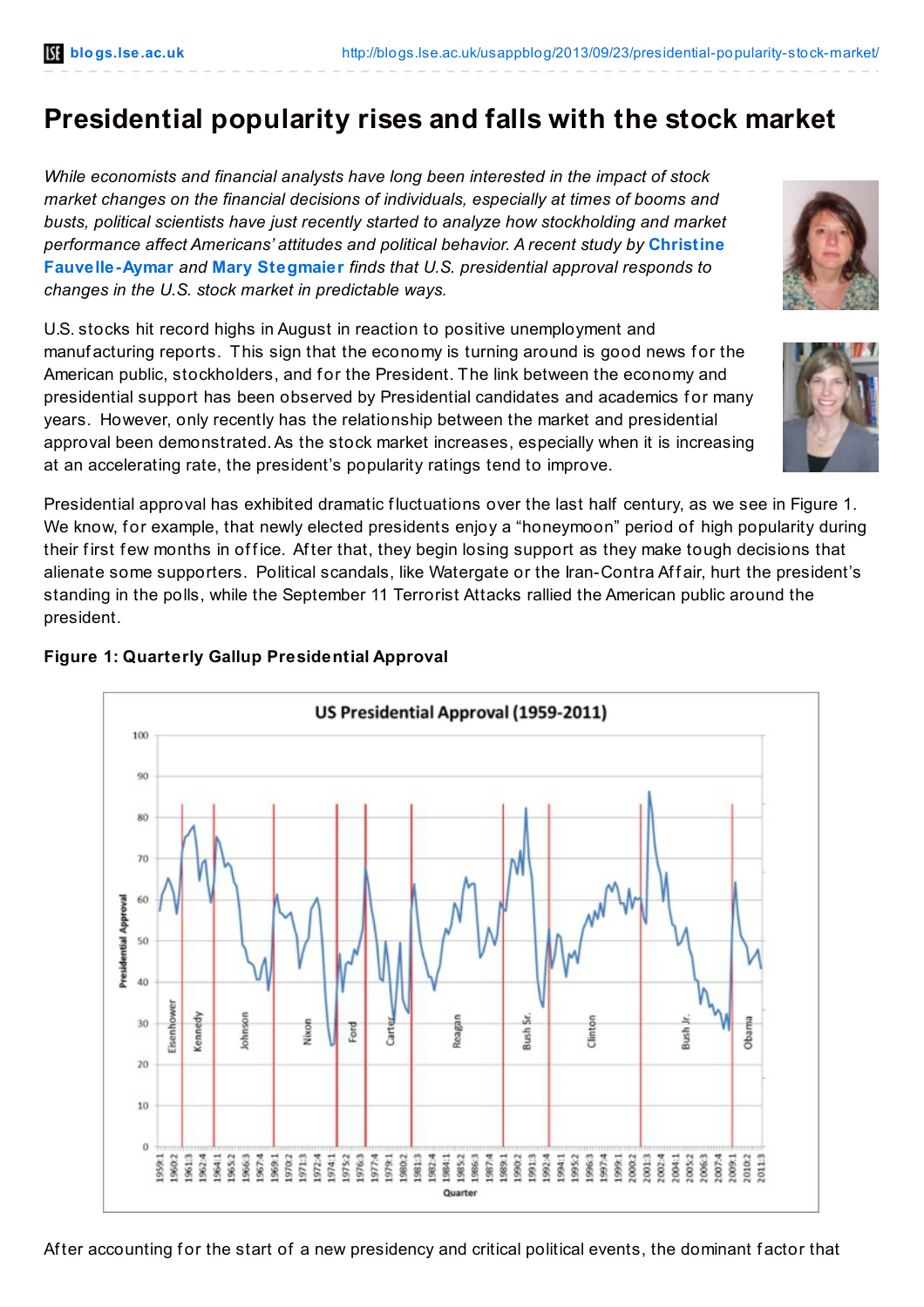# Presidential popularity rises and falls with the stock market

*While economists and financial analysts have long been interested in the impact of stock market changes on the financial decisions of individuals, especially at times of booms and busts, political scientists have just recently started to analyze how stockholding and market performance affect Americans' attitudes and political behavior. A recent study by* **Christine Fauvelle-Aymar** *and* **Mary Stegmaier** *finds that U.S. presidential approval responds to changes in the U.S. stock market in predictable ways.*

U.S. stocks hit record highs in August in reaction to positive unemployment and manufacturing reports. This sign that the economy is turning around is good news for the American public, stockholders, and for the President. The link between the economy and presidential support has been observed by Presidential candidates and academics for many years. However, only recently has the relationship between the market and presidential approval been demonstrated. As the stock market increases, especially when it is increasing at an accelerating rate, the president's popularity ratings tend to improve.

Presidential approval has exhibited dramatic fluctuations over the last half century, as we see in Figure 1. We know, for example, that newly elected presidents enjoy a "honeymoon" period of high popularity during their first few months in office. After that, they begin losing support as they make tough decisions that alienate some supporters. Political scandals, like Watergate or the Iran-Contra Affair, hurt the president's standing in the polls, while the September 11 Terrorist Attacks rallied the American public around the president.

**Figure 1: Quarterly Gallup Presidential Approval**

After accounting for the start of a new presidency and critical political events, the dominant factor that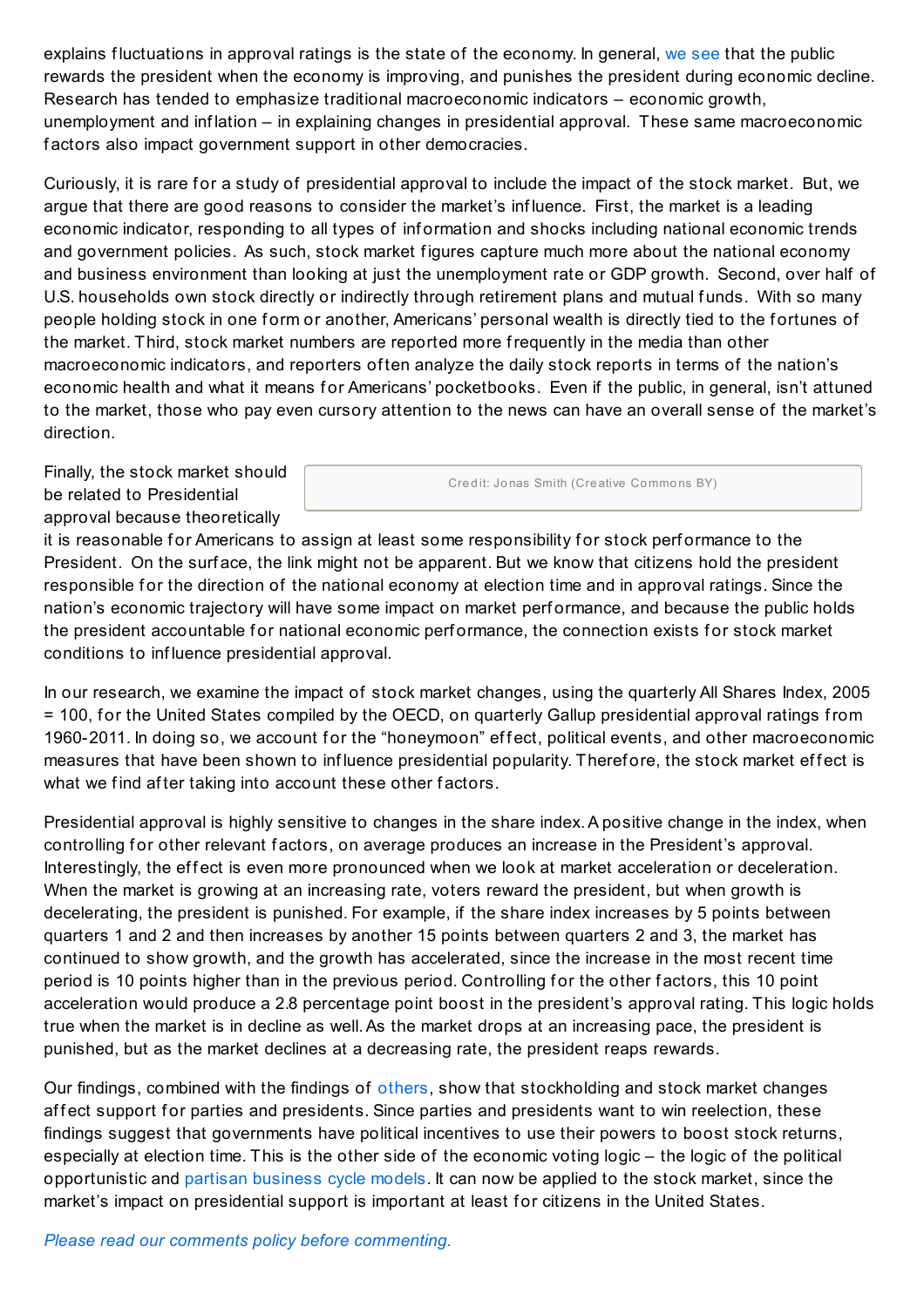explains fluctuations in approval ratings is the state of the economy. In general, we see that the public rewards the president when the economy is improving, and punishes the president during economic decline. Research has tended to emphasize traditional macroeconomic indicators – economic growth, unemployment and inflation – in explaining changes in presidential approval. These same macroeconomic factors also impact government support in other democracies.

Curiously, it is rare for a study of presidential approval to include the impact of the stock market. But, we argue that there are good reasons to consider the market's influence. First, the market is a leading economic indicator, responding to all types of information and shocks including national economic trends and government policies. As such, stock market figures capture much more about the national economy and business environment than looking at just the unemployment rate or GDP growth. Second, over half of U.S. households own stock directly or indirectly through retirement plans and mutual funds. With so many people holding stock in one form or another, Americans' personal wealth is directly tied to the fortunes of the market. Third, stock market numbers are reported more frequently in the media than other macroeconomic indicators, and reporters often analyze the daily stock reports in terms of the nation's economic health and what it means for Americans' pocketbooks. Even if the public, in general, isn't attuned to the market, those who pay even cursory attention to the news can have an overall sense of the market's direction.

Credit: Jonas Smith (Creative Commons BY)

Finally, the stock market should be related to Presidential approval because theoretically it is reasonable for Americans to assign at least some responsibility for stock performance to the President. On the surface, the link might not be apparent. But we know that citizens hold the president responsible for the direction of the national economy at election time and in approval ratings. Since the nation's economic trajectory will have some impact on market performance, and because the public holds the president accountable for national economic performance, the connection exists for stock market conditions to influence presidential approval.

In our research, we examine the impact of stock market changes, using the quarterly All Shares Index, 2005 = 100, for the United States compiled by the OECD, on quarterly Gallup presidential approval ratings from 1960-2011. In doing so, we account for the "honeymoon" effect, political events, and other macroeconomic measures that have been shown to influence presidential popularity. Therefore, the stock market effect is what we find after taking into account these other factors.

Presidential approval is highly sensitive to changes in the share index. A positive change in the index, when controlling for other relevant factors, on average produces an increase in the President's approval. Interestingly, the effect is even more pronounced when we look at market acceleration or deceleration. When the market is growing at an increasing rate, voters reward the president, but when growth is decelerating, the president is punished. For example, if the share index increases by 5 points between quarters 1 and 2 and then increases by another 15 points between quarters 2 and 3, the market has continued to show growth, and the growth has accelerated, since the increase in the most recent time period is 10 points higher than in the previous period. Controlling for the other factors, this 10 point acceleration would produce a 2.8 percentage point boost in the president's approval rating. This logic holds true when the market is in decline as well. As the market drops at an increasing pace, the president is punished, but as the market declines at a decreasing rate, the president reaps rewards.

Our findings, combined with the findings of others, show that stockholding and stock market changes affect support for parties and presidents. Since parties and presidents want to win reelection, these findings suggest that governments have political incentives to use their powers to boost stock returns, especially at election time. This is the other side of the economic voting logic – the logic of the political opportunistic and partisan business cycle models. It can now be applied to the stock market, since the market's impact on presidential support is important at least for citizens in the United States.

*Please read our comments policy before commenting.*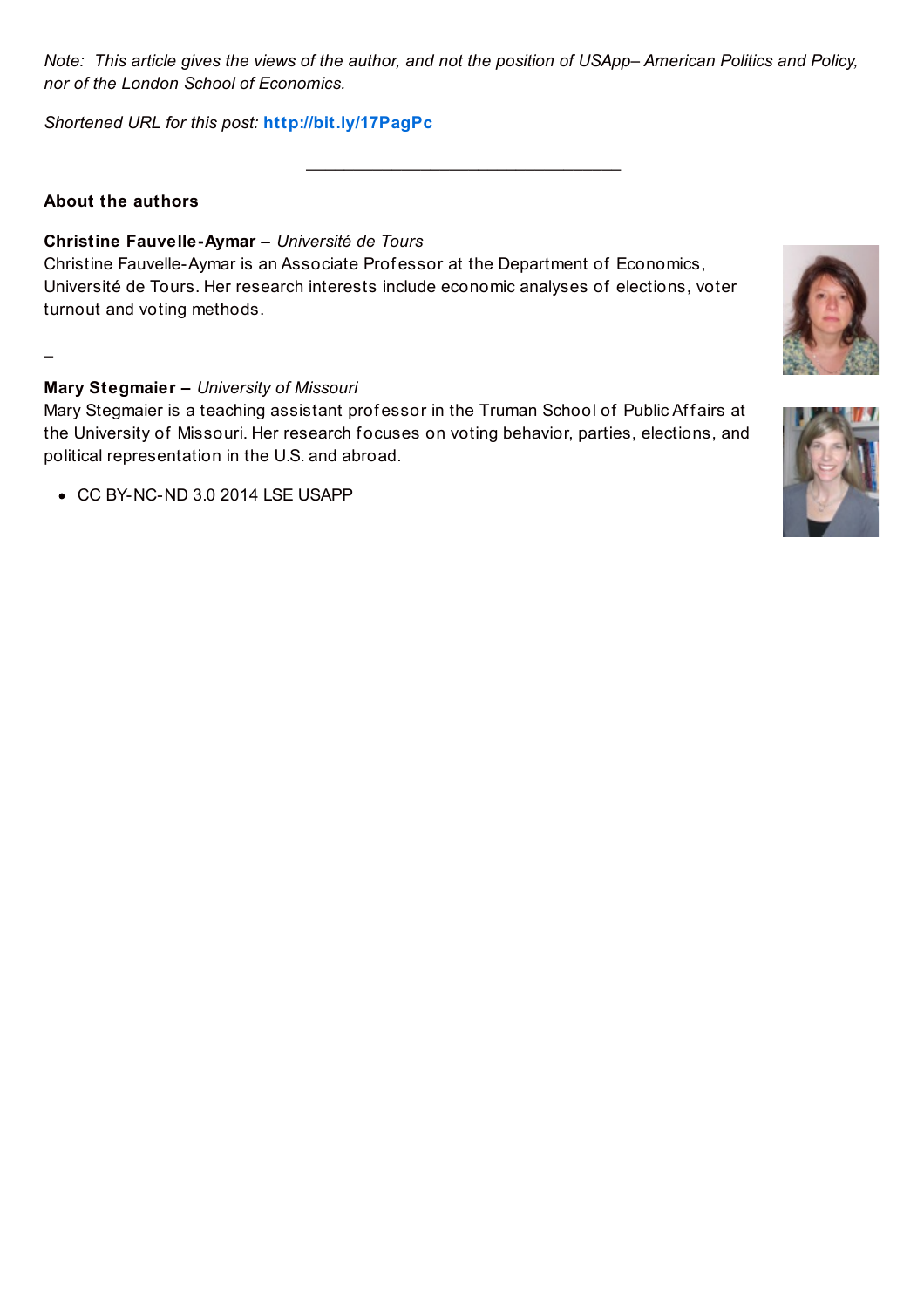*Note: This article gives the views of the author, and not the position of USApp– American Politics and Policy, nor of the London School of Economics.*

*Shortened URL for this post:* **http://bit.ly/17PagPc**

---

**About the authors**

**Christine Fauvelle-Aymar –** *Université de Tours*
Christine Fauvelle-Aymar is an Associate Professor at the Department of Economics, Université de Tours. Her research interests include economic analyses of elections, voter turnout and voting methods.

–

**Mary Stegmaier –** *University of Missouri*
Mary Stegmaier is a teaching assistant professor in the Truman School of Public Affairs at the University of Missouri. Her research focuses on voting behavior, parties, elections, and political representation in the U.S. and abroad.

- CC BY-NC-ND 3.0 2014 LSE USAPP